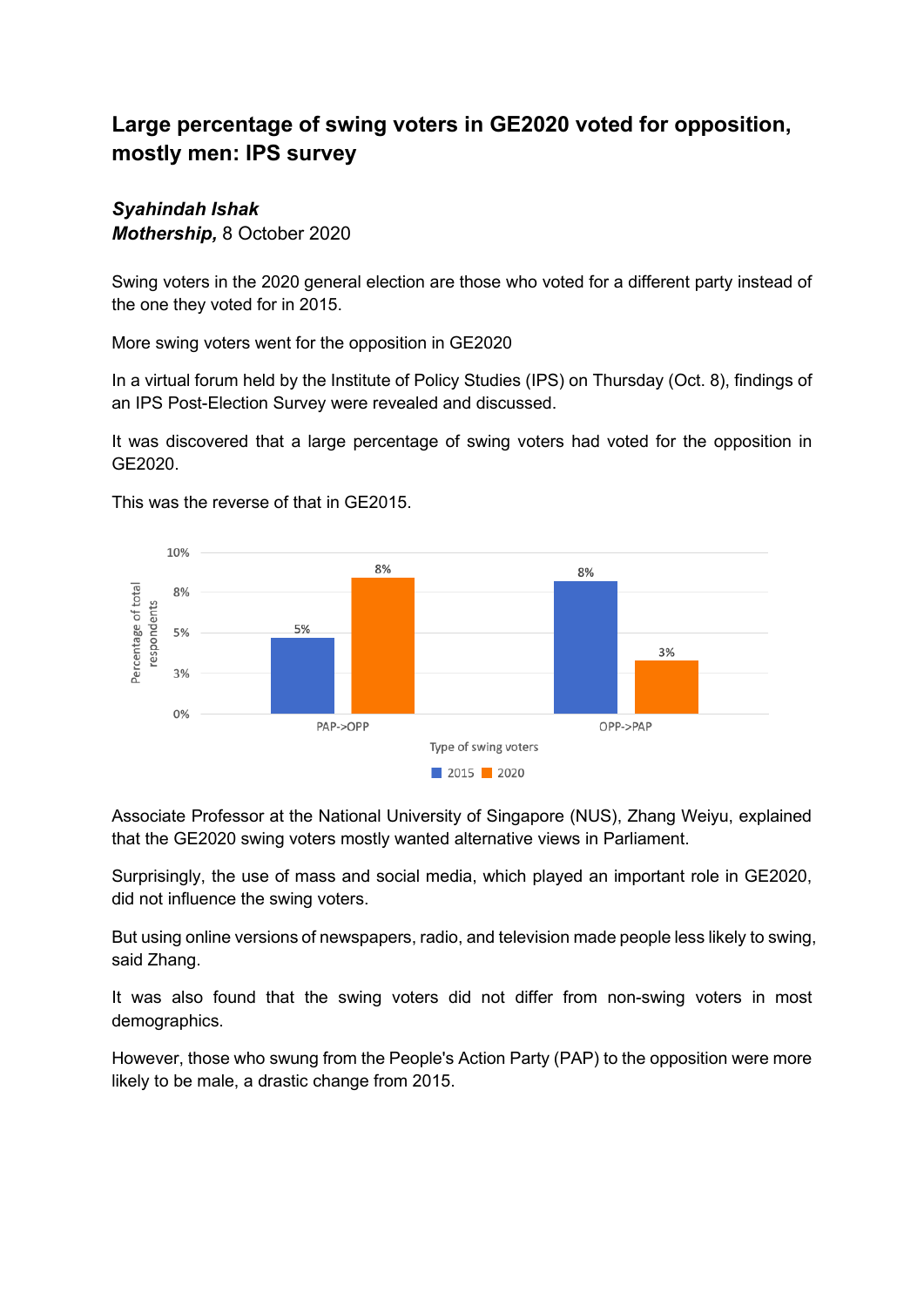# Large percentage of swing voters in GE2020 voted for opposition, mostly men: IPS survey

***Syahindah Ishak***
***Mothership,*** 8 October 2020

Swing voters in the 2020 general election are those who voted for a different party instead of the one they voted for in 2015.

More swing voters went for the opposition in GE2020

In a virtual forum held by the Institute of Policy Studies (IPS) on Thursday (Oct. 8), findings of an IPS Post-Election Survey were revealed and discussed.

It was discovered that a large percentage of swing voters had voted for the opposition in GE2020.

This was the reverse of that in GE2015.

Associate Professor at the National University of Singapore (NUS), Zhang Weiyu, explained that the GE2020 swing voters mostly wanted alternative views in Parliament.

Surprisingly, the use of mass and social media, which played an important role in GE2020, did not influence the swing voters.

But using online versions of newspapers, radio, and television made people less likely to swing, said Zhang.

It was also found that the swing voters did not differ from non-swing voters in most demographics.

However, those who swung from the People's Action Party (PAP) to the opposition were more likely to be male, a drastic change from 2015.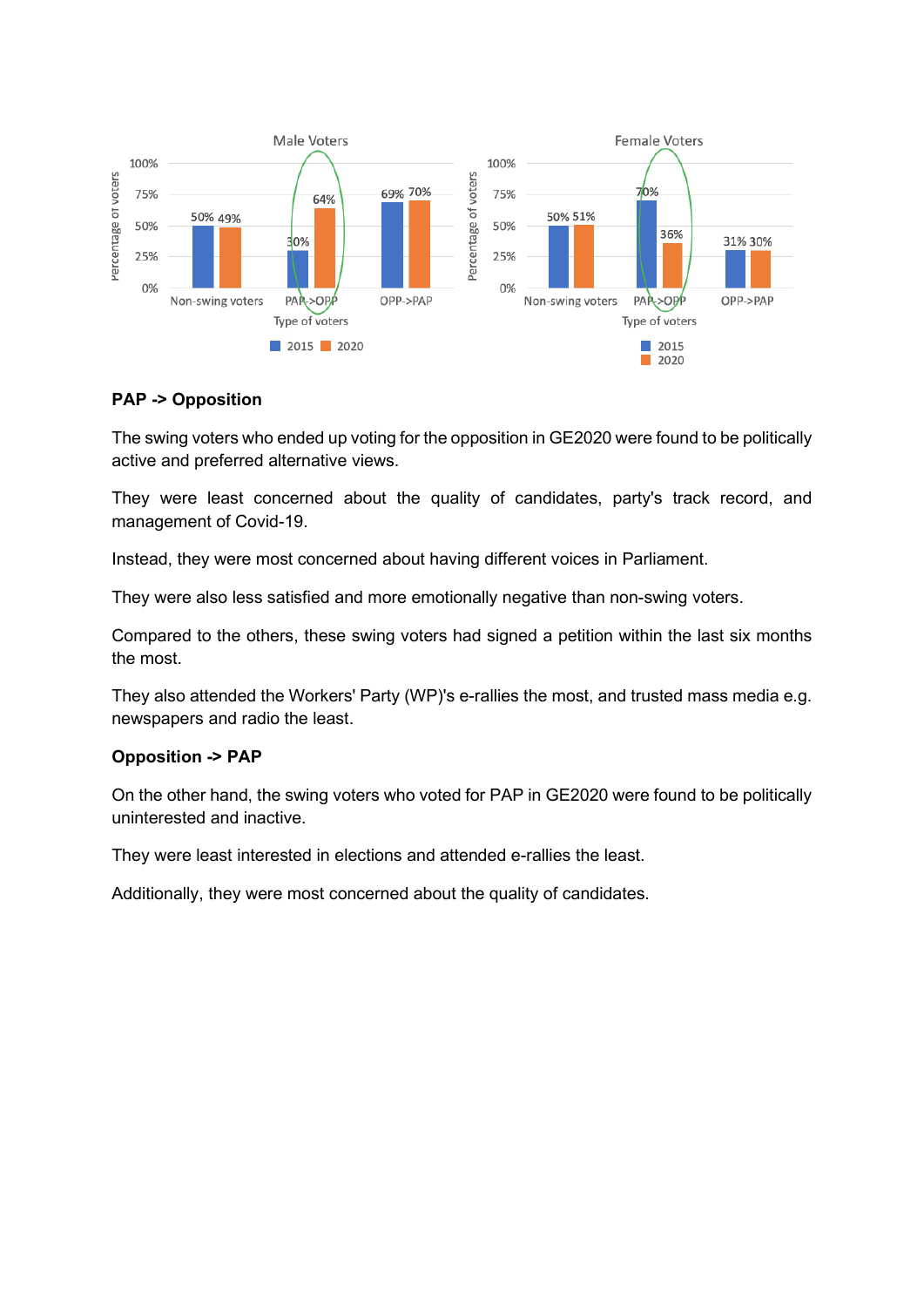Male Voters

100%
75%
50%
25%
0%

Percentage of voters

50% 49%
30% 64%
69% 70%

Non-swing voters
PAP->OPP
OPP->PAP

Type of voters

2015 2020

Female Voters

100%
75%
50%
25%
0%

Percentage of voters

50% 51%
70% 36%
31% 30%

Non-swing voters
PAP->OPP
OPP->PAP

Type of voters

2015
2020

**PAP -> Opposition**

The swing voters who ended up voting for the opposition in GE2020 were found to be politically active and preferred alternative views.

They were least concerned about the quality of candidates, party's track record, and management of Covid-19.

Instead, they were most concerned about having different voices in Parliament.

They were also less satisfied and more emotionally negative than non-swing voters.

Compared to the others, these swing voters had signed a petition within the last six months the most.

They also attended the Workers' Party (WP)'s e-rallies the most, and trusted mass media e.g. newspapers and radio the least.

**Opposition -> PAP**

On the other hand, the swing voters who voted for PAP in GE2020 were found to be politically uninterested and inactive.

They were least interested in elections and attended e-rallies the least.

Additionally, they were most concerned about the quality of candidates.